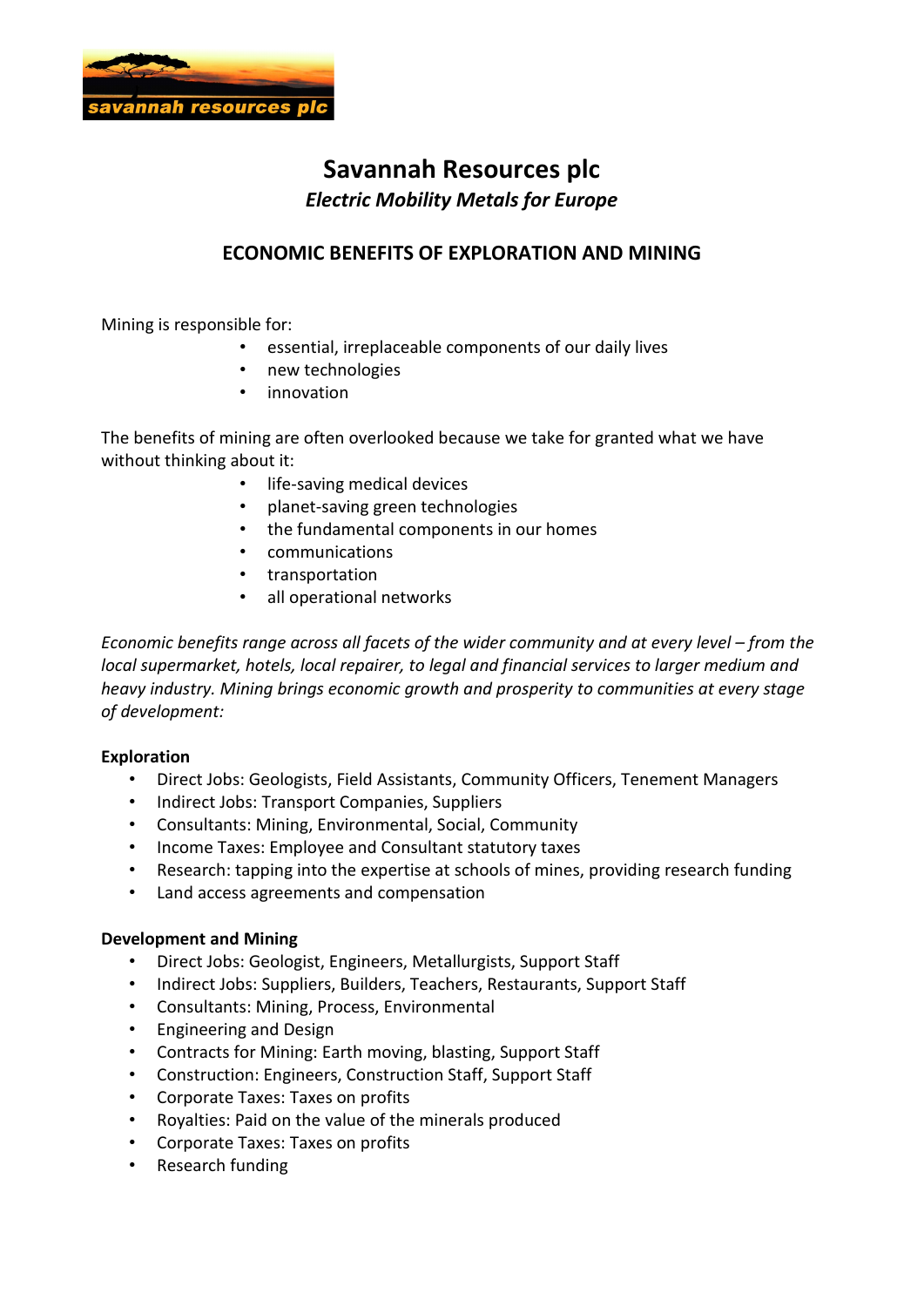# Savannah Resources plc

*Electric Mobility Metals for Europe*

## ECONOMIC BENEFITS OF EXPLORATION AND MINING

Mining is responsible for:

- essential, irreplaceable components of our daily lives
- new technologies
- innovation

The benefits of mining are often overlooked because we take for granted what we have without thinking about it:

- life-saving medical devices
- planet-saving green technologies
- the fundamental components in our homes
- communications
- transportation
- all operational networks

*Economic benefits range across all facets of the wider community and at every level – from the local supermarket, hotels, local repairer, to legal and financial services to larger medium and heavy industry. Mining brings economic growth and prosperity to communities at every stage of development:*

**Exploration**

- Direct Jobs: Geologists, Field Assistants, Community Officers, Tenement Managers
- Indirect Jobs: Transport Companies, Suppliers
- Consultants: Mining, Environmental, Social, Community
- Income Taxes: Employee and Consultant statutory taxes
- Research: tapping into the expertise at schools of mines, providing research funding
- Land access agreements and compensation

**Development and Mining**

- Direct Jobs: Geologist, Engineers, Metallurgists, Support Staff
- Indirect Jobs: Suppliers, Builders, Teachers, Restaurants, Support Staff
- Consultants: Mining, Process, Environmental
- Engineering and Design
- Contracts for Mining: Earth moving, blasting, Support Staff
- Construction: Engineers, Construction Staff, Support Staff
- Corporate Taxes: Taxes on profits
- Royalties: Paid on the value of the minerals produced
- Corporate Taxes: Taxes on profits
- Research funding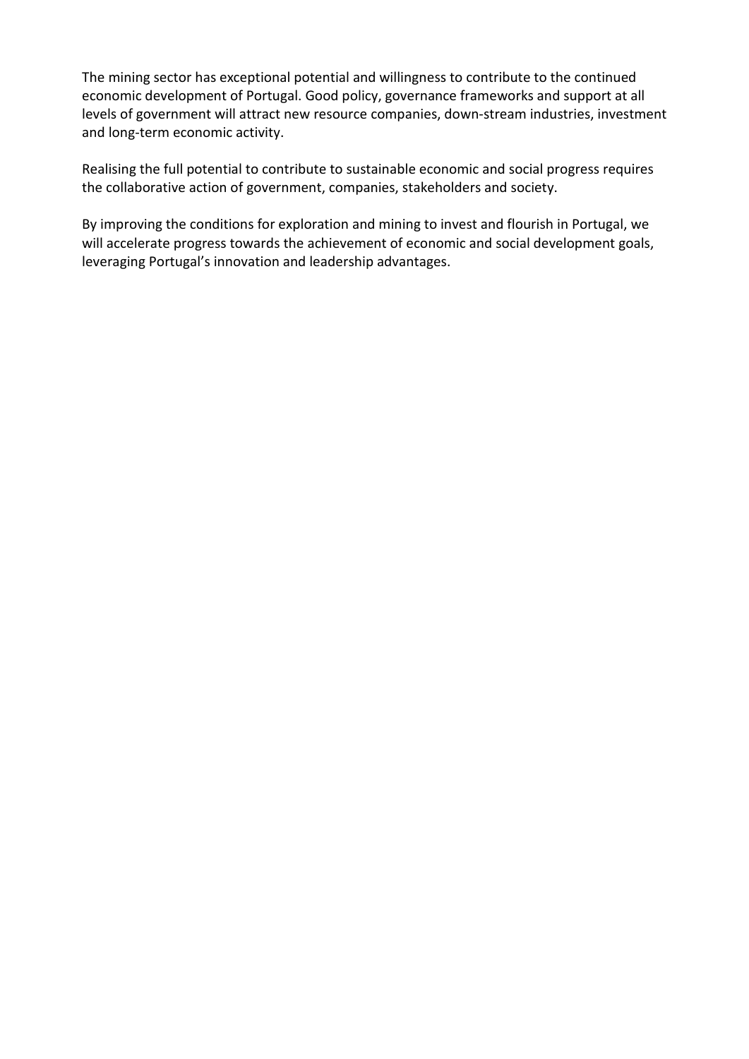The mining sector has exceptional potential and willingness to contribute to the continued economic development of Portugal. Good policy, governance frameworks and support at all levels of government will attract new resource companies, down-stream industries, investment and long-term economic activity.

Realising the full potential to contribute to sustainable economic and social progress requires the collaborative action of government, companies, stakeholders and society.

By improving the conditions for exploration and mining to invest and flourish in Portugal, we will accelerate progress towards the achievement of economic and social development goals, leveraging Portugal's innovation and leadership advantages.